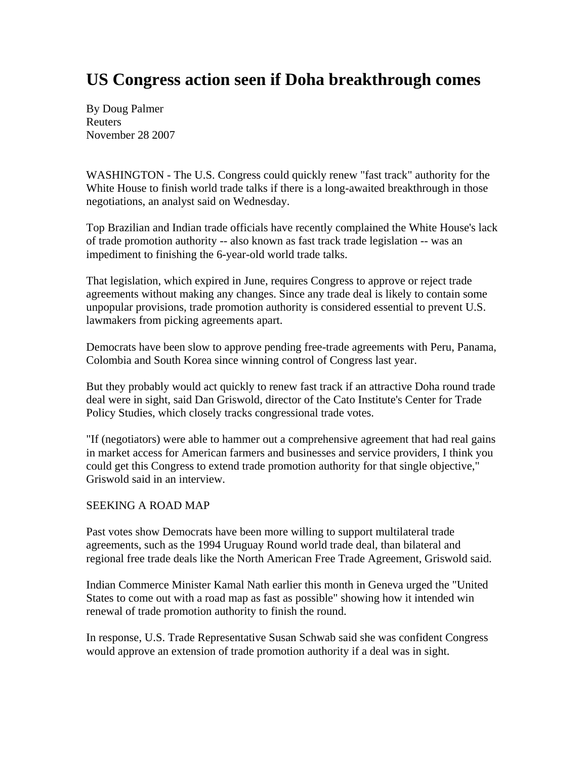# US Congress action seen if Doha breakthrough comes

By Doug Palmer
Reuters
November 28 2007

WASHINGTON - The U.S. Congress could quickly renew "fast track" authority for the White House to finish world trade talks if there is a long-awaited breakthrough in those negotiations, an analyst said on Wednesday.

Top Brazilian and Indian trade officials have recently complained the White House's lack of trade promotion authority -- also known as fast track trade legislation -- was an impediment to finishing the 6-year-old world trade talks.

That legislation, which expired in June, requires Congress to approve or reject trade agreements without making any changes. Since any trade deal is likely to contain some unpopular provisions, trade promotion authority is considered essential to prevent U.S. lawmakers from picking agreements apart.

Democrats have been slow to approve pending free-trade agreements with Peru, Panama, Colombia and South Korea since winning control of Congress last year.

But they probably would act quickly to renew fast track if an attractive Doha round trade deal were in sight, said Dan Griswold, director of the Cato Institute's Center for Trade Policy Studies, which closely tracks congressional trade votes.

"If (negotiators) were able to hammer out a comprehensive agreement that had real gains in market access for American farmers and businesses and service providers, I think you could get this Congress to extend trade promotion authority for that single objective," Griswold said in an interview.

SEEKING A ROAD MAP

Past votes show Democrats have been more willing to support multilateral trade agreements, such as the 1994 Uruguay Round world trade deal, than bilateral and regional free trade deals like the North American Free Trade Agreement, Griswold said.

Indian Commerce Minister Kamal Nath earlier this month in Geneva urged the "United States to come out with a road map as fast as possible" showing how it intended win renewal of trade promotion authority to finish the round.

In response, U.S. Trade Representative Susan Schwab said she was confident Congress would approve an extension of trade promotion authority if a deal was in sight.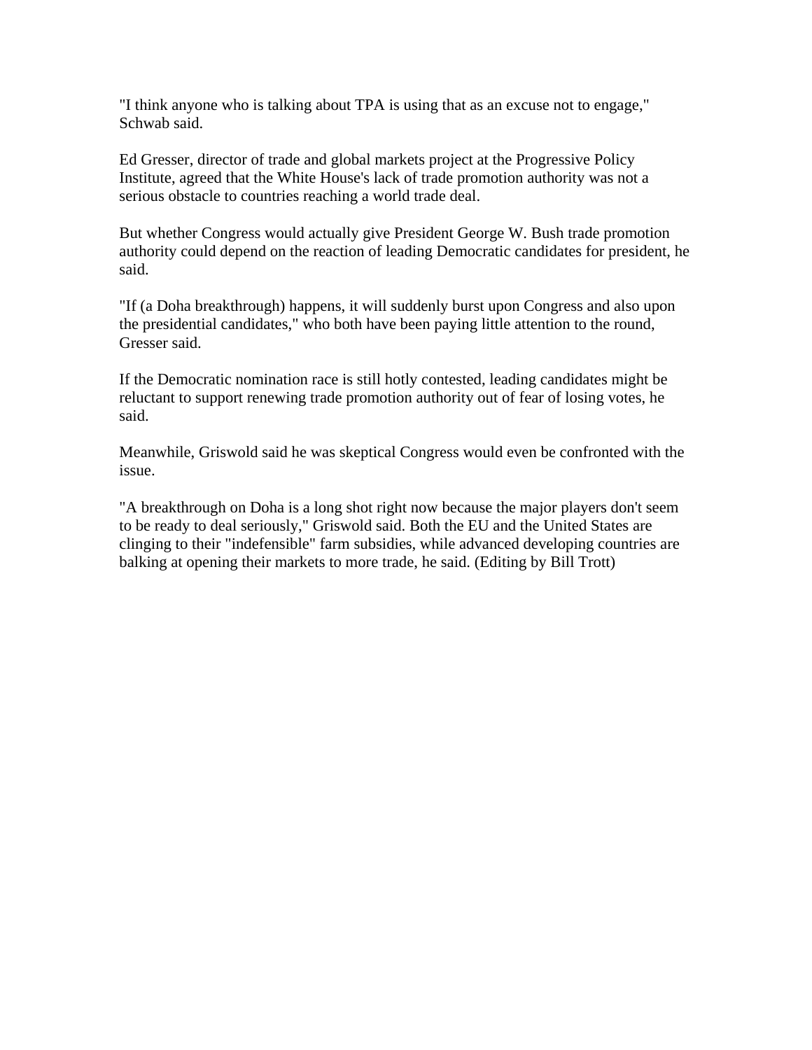"I think anyone who is talking about TPA is using that as an excuse not to engage," Schwab said.

Ed Gresser, director of trade and global markets project at the Progressive Policy Institute, agreed that the White House's lack of trade promotion authority was not a serious obstacle to countries reaching a world trade deal.

But whether Congress would actually give President George W. Bush trade promotion authority could depend on the reaction of leading Democratic candidates for president, he said.

"If (a Doha breakthrough) happens, it will suddenly burst upon Congress and also upon the presidential candidates," who both have been paying little attention to the round, Gresser said.

If the Democratic nomination race is still hotly contested, leading candidates might be reluctant to support renewing trade promotion authority out of fear of losing votes, he said.

Meanwhile, Griswold said he was skeptical Congress would even be confronted with the issue.

"A breakthrough on Doha is a long shot right now because the major players don't seem to be ready to deal seriously," Griswold said. Both the EU and the United States are clinging to their "indefensible" farm subsidies, while advanced developing countries are balking at opening their markets to more trade, he said. (Editing by Bill Trott)